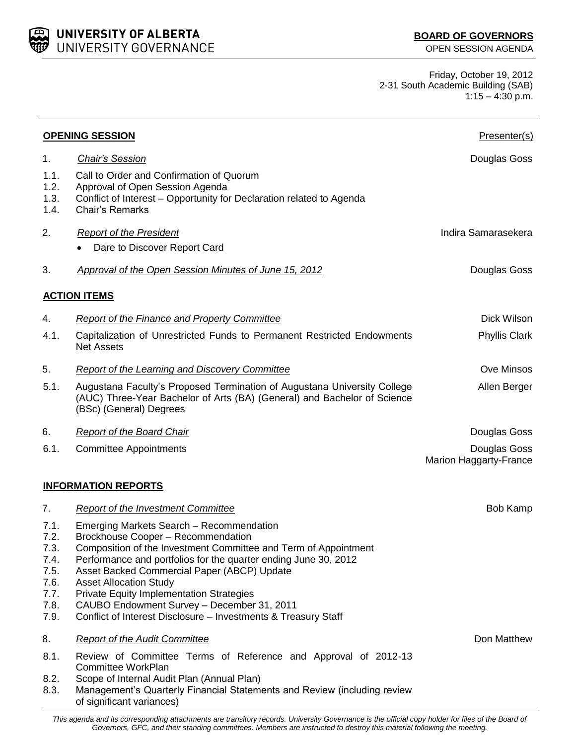**UNIVERSITY OF ALBERTA**
UNIVERSITY GOVERNANCE

**BOARD OF GOVERNORS**
OPEN SESSION AGENDA

Friday, October 19, 2012
2-31 South Academic Building (SAB)
1:15 – 4:30 p.m.

---

**OPENING SESSION** — Presenter(s)

1. *Chair's Session* — Douglas Goss
   - 1.1. Call to Order and Confirmation of Quorum
   - 1.2. Approval of Open Session Agenda
   - 1.3. Conflict of Interest – Opportunity for Declaration related to Agenda
   - 1.4. Chair's Remarks
2. *Report of the President* — Indira Samarasekera
   - Dare to Discover Report Card
3. *Approval of the Open Session Minutes of June 15, 2012* — Douglas Goss

**ACTION ITEMS**

4. *Report of the Finance and Property Committee* — Dick Wilson
   - 4.1. Capitalization of Unrestricted Funds to Permanent Restricted Endowments Net Assets — Phyllis Clark
5. *Report of the Learning and Discovery Committee* — Ove Minsos
   - 5.1. Augustana Faculty's Proposed Termination of Augustana University College (AUC) Three-Year Bachelor of Arts (BA) (General) and Bachelor of Science (BSc) (General) Degrees — Allen Berger
6. *Report of the Board Chair* — Douglas Goss
   - 6.1. Committee Appointments — Douglas Goss, Marion Haggarty-France

**INFORMATION REPORTS**

7. *Report of the Investment Committee* — Bob Kamp
   - 7.1. Emerging Markets Search – Recommendation
   - 7.2. Brockhouse Cooper – Recommendation
   - 7.3. Composition of the Investment Committee and Term of Appointment
   - 7.4. Performance and portfolios for the quarter ending June 30, 2012
   - 7.5. Asset Backed Commercial Paper (ABCP) Update
   - 7.6. Asset Allocation Study
   - 7.7. Private Equity Implementation Strategies
   - 7.8. CAUBO Endowment Survey – December 31, 2011
   - 7.9. Conflict of Interest Disclosure – Investments & Treasury Staff
8. *Report of the Audit Committee* — Don Matthew
   - 8.1. Review of Committee Terms of Reference and Approval of 2012-13 Committee WorkPlan
   - 8.2. Scope of Internal Audit Plan (Annual Plan)
   - 8.3. Management's Quarterly Financial Statements and Review (including review of significant variances)

---

*This agenda and its corresponding attachments are transitory records. University Governance is the official copy holder for files of the Board of Governors, GFC, and their standing committees. Members are instructed to destroy this material following the meeting.*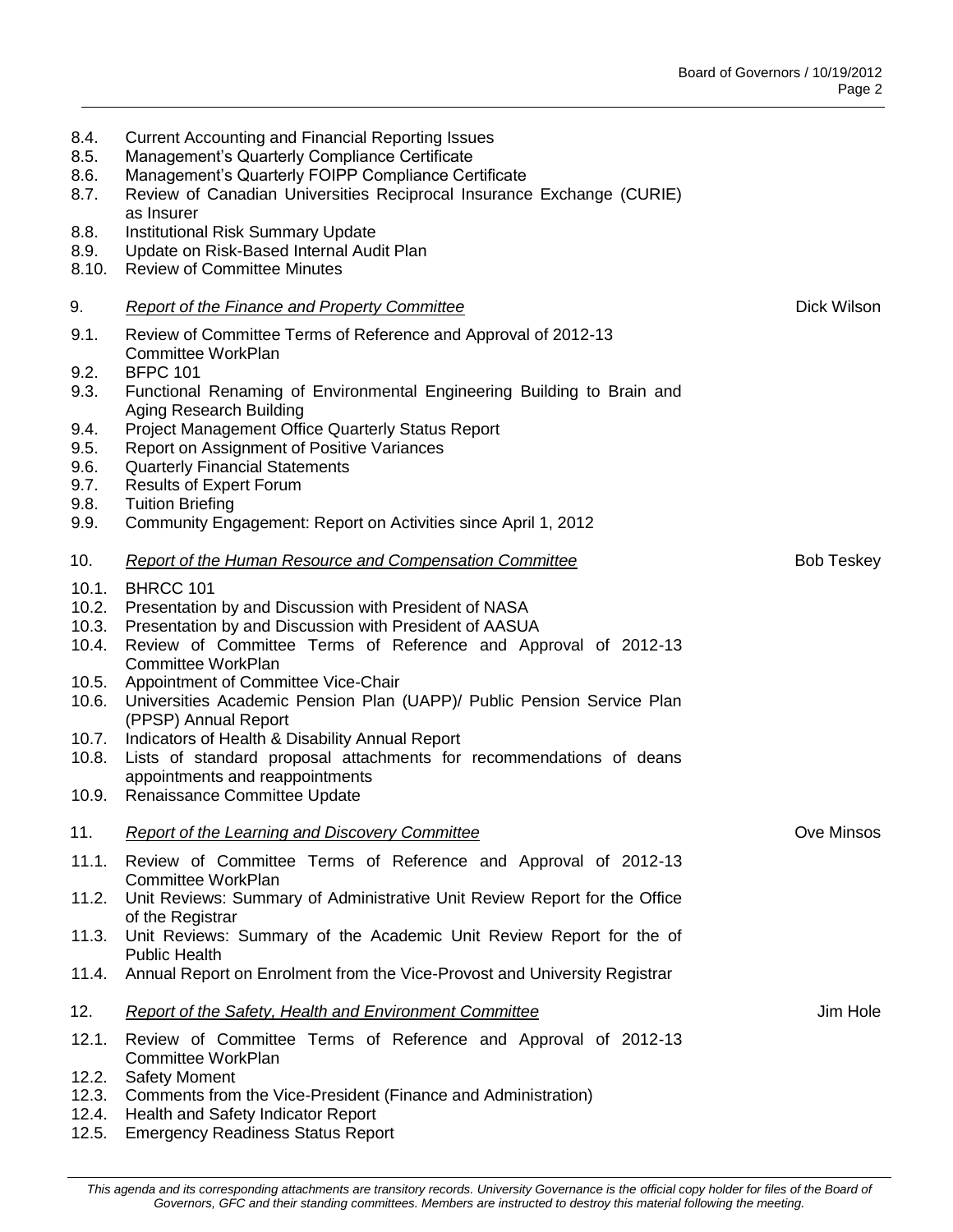8.4. Current Accounting and Financial Reporting Issues
8.5. Management's Quarterly Compliance Certificate
8.6. Management's Quarterly FOIPP Compliance Certificate
8.7. Review of Canadian Universities Reciprocal Insurance Exchange (CURIE) as Insurer
8.8. Institutional Risk Summary Update
8.9. Update on Risk-Based Internal Audit Plan
8.10. Review of Committee Minutes

9. *Report of the Finance and Property Committee* — Dick Wilson

9.1. Review of Committee Terms of Reference and Approval of 2012-13 Committee WorkPlan
9.2. BFPC 101
9.3. Functional Renaming of Environmental Engineering Building to Brain and Aging Research Building
9.4. Project Management Office Quarterly Status Report
9.5. Report on Assignment of Positive Variances
9.6. Quarterly Financial Statements
9.7. Results of Expert Forum
9.8. Tuition Briefing
9.9. Community Engagement: Report on Activities since April 1, 2012

10. *Report of the Human Resource and Compensation Committee* — Bob Teskey

10.1. BHRCC 101
10.2. Presentation by and Discussion with President of NASA
10.3. Presentation by and Discussion with President of AASUA
10.4. Review of Committee Terms of Reference and Approval of 2012-13 Committee WorkPlan
10.5. Appointment of Committee Vice-Chair
10.6. Universities Academic Pension Plan (UAPP)/ Public Pension Service Plan (PPSP) Annual Report
10.7. Indicators of Health & Disability Annual Report
10.8. Lists of standard proposal attachments for recommendations of deans appointments and reappointments
10.9. Renaissance Committee Update

11. *Report of the Learning and Discovery Committee* — Ove Minsos

11.1. Review of Committee Terms of Reference and Approval of 2012-13 Committee WorkPlan
11.2. Unit Reviews: Summary of Administrative Unit Review Report for the Office of the Registrar
11.3. Unit Reviews: Summary of the Academic Unit Review Report for the of Public Health
11.4. Annual Report on Enrolment from the Vice-Provost and University Registrar

12. *Report of the Safety, Health and Environment Committee* — Jim Hole

12.1. Review of Committee Terms of Reference and Approval of 2012-13 Committee WorkPlan
12.2. Safety Moment
12.3. Comments from the Vice-President (Finance and Administration)
12.4. Health and Safety Indicator Report
12.5. Emergency Readiness Status Report

*This agenda and its corresponding attachments are transitory records. University Governance is the official copy holder for files of the Board of Governors, GFC and their standing committees. Members are instructed to destroy this material following the meeting.*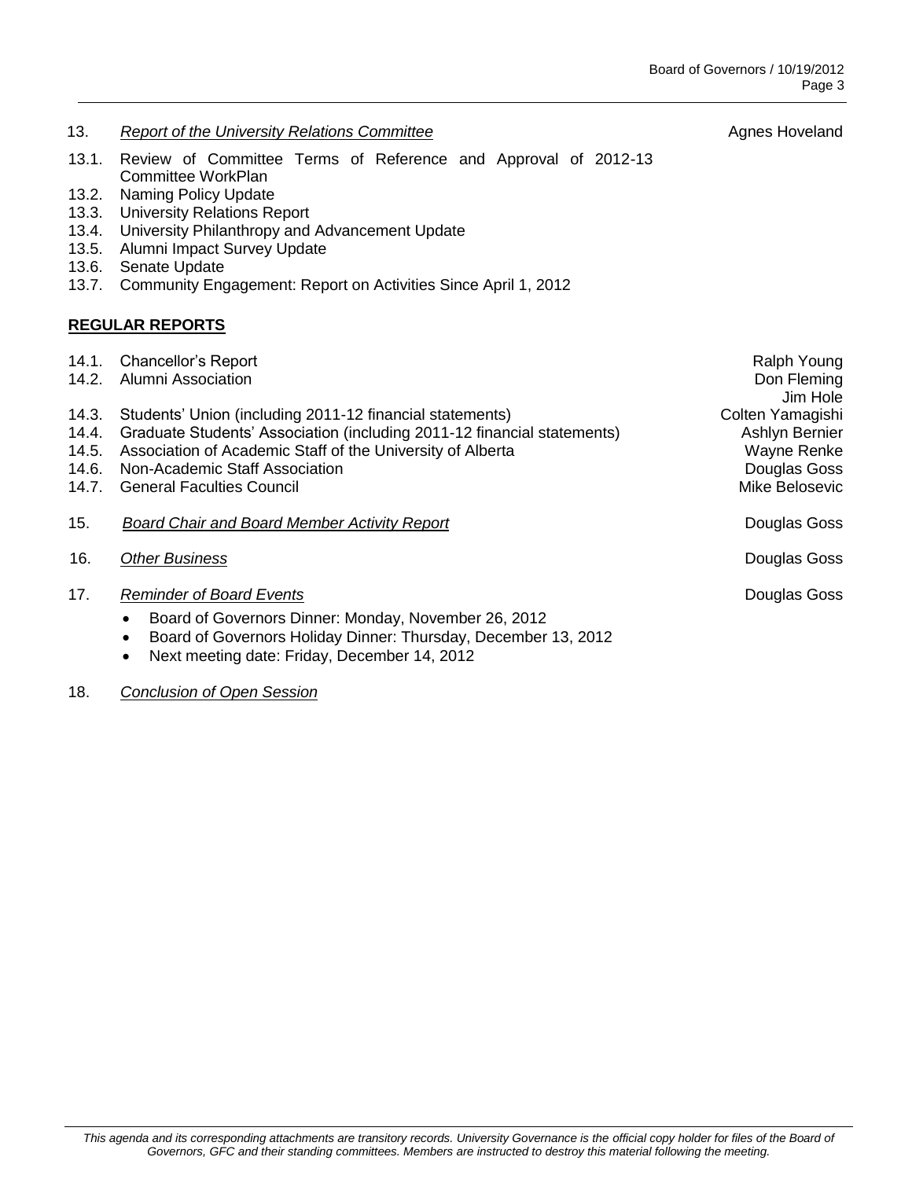13. *Report of the University Relations Committee* — Agnes Hoveland

- 13.1. Review of Committee Terms of Reference and Approval of 2012-13 Committee WorkPlan
- 13.2. Naming Policy Update
- 13.3. University Relations Report
- 13.4. University Philanthropy and Advancement Update
- 13.5. Alumni Impact Survey Update
- 13.6. Senate Update
- 13.7. Community Engagement: Report on Activities Since April 1, 2012

**REGULAR REPORTS**

- 14.1. Chancellor's Report — Ralph Young
- 14.2. Alumni Association — Don Fleming, Jim Hole
- 14.3. Students' Union (including 2011-12 financial statements) — Colten Yamagishi
- 14.4. Graduate Students' Association (including 2011-12 financial statements) — Ashlyn Bernier
- 14.5. Association of Academic Staff of the University of Alberta — Wayne Renke
- 14.6. Non-Academic Staff Association — Douglas Goss
- 14.7. General Faculties Council — Mike Belosevic

15. *Board Chair and Board Member Activity Report* — Douglas Goss

16. *Other Business* — Douglas Goss

17. *Reminder of Board Events* — Douglas Goss

- Board of Governors Dinner: Monday, November 26, 2012
- Board of Governors Holiday Dinner: Thursday, December 13, 2012
- Next meeting date: Friday, December 14, 2012

18. *Conclusion of Open Session*

*This agenda and its corresponding attachments are transitory records. University Governance is the official copy holder for files of the Board of Governors, GFC and their standing committees. Members are instructed to destroy this material following the meeting.*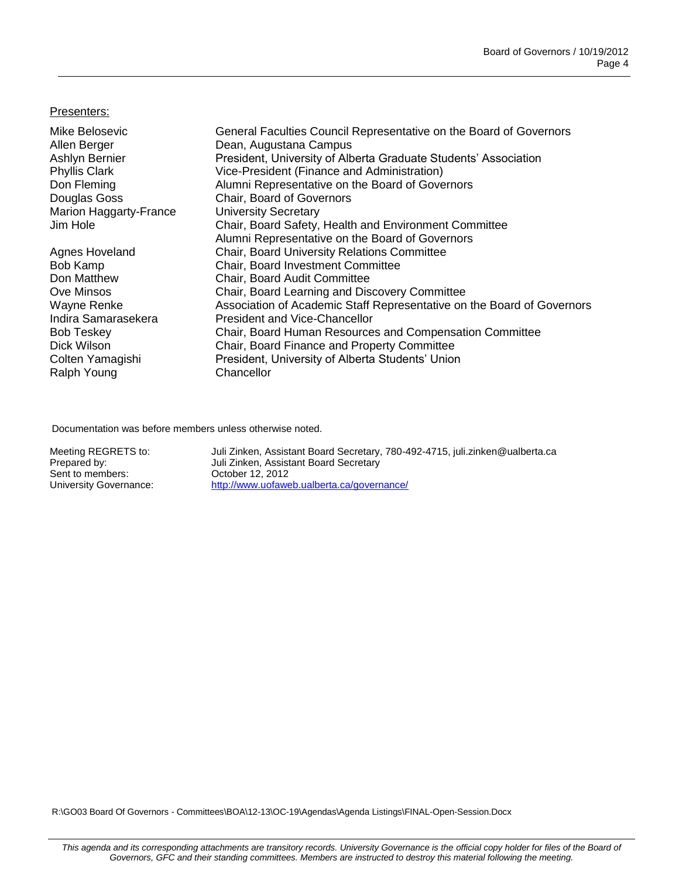Presenters:

| | |
|---|---|
| Mike Belosevic | General Faculties Council Representative on the Board of Governors |
| Allen Berger | Dean, Augustana Campus |
| Ashlyn Bernier | President, University of Alberta Graduate Students' Association |
| Phyllis Clark | Vice-President (Finance and Administration) |
| Don Fleming | Alumni Representative on the Board of Governors |
| Douglas Goss | Chair, Board of Governors |
| Marion Haggarty-France | University Secretary |
| Jim Hole | Chair, Board Safety, Health and Environment Committee<br>Alumni Representative on the Board of Governors |
| Agnes Hoveland | Chair, Board University Relations Committee |
| Bob Kamp | Chair, Board Investment Committee |
| Don Matthew | Chair, Board Audit Committee |
| Ove Minsos | Chair, Board Learning and Discovery Committee |
| Wayne Renke | Association of Academic Staff Representative on the Board of Governors |
| Indira Samarasekera | President and Vice-Chancellor |
| Bob Teskey | Chair, Board Human Resources and Compensation Committee |
| Dick Wilson | Chair, Board Finance and Property Committee |
| Colten Yamagishi | President, University of Alberta Students' Union |
| Ralph Young | Chancellor |

Documentation was before members unless otherwise noted.

| | |
|---|---|
| Meeting REGRETS to: | Juli Zinken, Assistant Board Secretary, 780-492-4715, juli.zinken@ualberta.ca |
| Prepared by: | Juli Zinken, Assistant Board Secretary |
| Sent to members: | October 12, 2012 |
| University Governance: | http://www.uofaweb.ualberta.ca/governance/ |

R:\GO03 Board Of Governors - Committees\BOA\12-13\OC-19\Agendas\Agenda Listings\FINAL-Open-Session.Docx

*This agenda and its corresponding attachments are transitory records. University Governance is the official copy holder for files of the Board of Governors, GFC and their standing committees. Members are instructed to destroy this material following the meeting.*